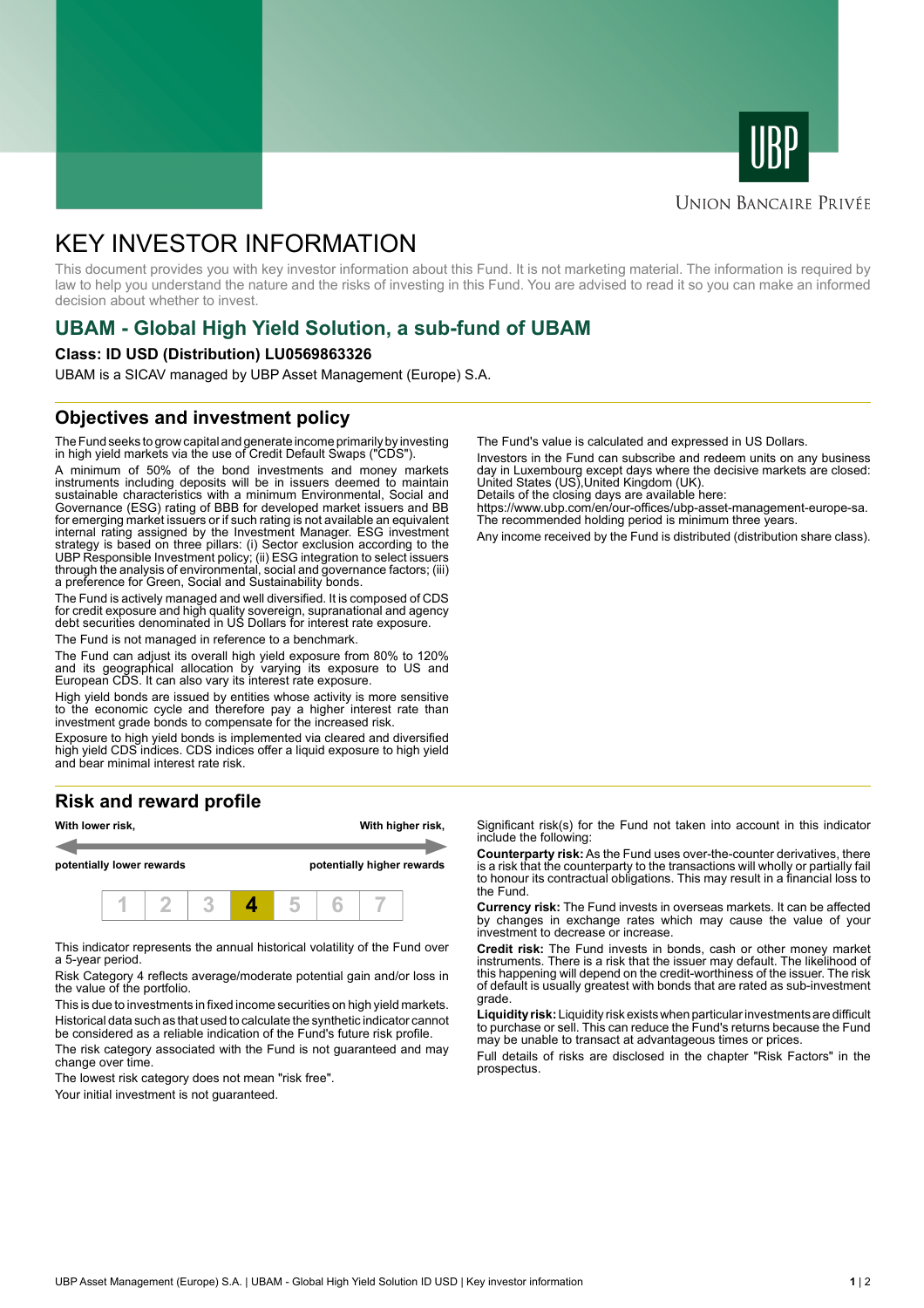UBP

Union Bancaire Privée

# KEY INVESTOR INFORMATION

This document provides you with key investor information about this Fund. It is not marketing material. The information is required by law to help you understand the nature and the risks of investing in this Fund. You are advised to read it so you can make an informed decision about whether to invest.

## UBAM - Global High Yield Solution, a sub-fund of UBAM

**Class: ID USD (Distribution) LU0569863326**

UBAM is a SICAV managed by UBP Asset Management (Europe) S.A.

## Objectives and investment policy

The Fund seeks to grow capital and generate income primarily by investing in high yield markets via the use of Credit Default Swaps ("CDS").

A minimum of 50% of the bond investments and money markets instruments including deposits will be in issuers deemed to maintain sustainable characteristics with a minimum Environmental, Social and Governance (ESG) rating of BBB for developed market issuers and BB for emerging market issuers or if such rating is not available an equivalent internal rating assigned by the Investment Manager. ESG investment strategy is based on three pillars: (i) Sector exclusion according to the UBP Responsible Investment policy; (ii) ESG integration to select issuers through the analysis of environmental, social and governance factors; (iii) a preference for Green, Social and Sustainability bonds.

The Fund is actively managed and well diversified. It is composed of CDS for credit exposure and high quality sovereign, supranational and agency debt securities denominated in US Dollars for interest rate exposure.

The Fund is not managed in reference to a benchmark.

The Fund can adjust its overall high yield exposure from 80% to 120% and its geographical allocation by varying its exposure to US and European CDS. It can also vary its interest rate exposure.

High yield bonds are issued by entities whose activity is more sensitive to the economic cycle and therefore pay a higher interest rate than investment grade bonds to compensate for the increased risk.

Exposure to high yield bonds is implemented via cleared and diversified high yield CDS indices. CDS indices offer a liquid exposure to high yield and bear minimal interest rate risk.

The Fund's value is calculated and expressed in US Dollars.

Investors in the Fund can subscribe and redeem units on any business day in Luxembourg except days where the decisive markets are closed: United States (US),United Kingdom (UK).
Details of the closing days are available here:
https://www.ubp.com/en/our-offices/ubp-asset-management-europe-sa.
The recommended holding period is minimum three years.

Any income received by the Fund is distributed (distribution share class).

## Risk and reward profile

**With lower risk,** **potentially lower rewards**

**With higher risk,** **potentially higher rewards**

| 1 | 2 | 3 | **4** | 5 | 6 | 7 |
|---|---|---|---|---|---|---|

This indicator represents the annual historical volatility of the Fund over a 5-year period.

Risk Category 4 reflects average/moderate potential gain and/or loss in the value of the portfolio.

This is due to investments in fixed income securities on high yield markets.

Historical data such as that used to calculate the synthetic indicator cannot be considered as a reliable indication of the Fund's future risk profile.

The risk category associated with the Fund is not guaranteed and may change over time.

The lowest risk category does not mean "risk free".

Your initial investment is not guaranteed.

Significant risk(s) for the Fund not taken into account in this indicator include the following:

**Counterparty risk:** As the Fund uses over-the-counter derivatives, there is a risk that the counterparty to the transactions will wholly or partially fail to honour its contractual obligations. This may result in a financial loss to the Fund.

**Currency risk:** The Fund invests in overseas markets. It can be affected by changes in exchange rates which may cause the value of your investment to decrease or increase.

**Credit risk:** The Fund invests in bonds, cash or other money market instruments. There is a risk that the issuer may default. The likelihood of this happening will depend on the credit-worthiness of the issuer. The risk of default is usually greatest with bonds that are rated as sub-investment grade.

**Liquidity risk:** Liquidity risk exists when particular investments are difficult to purchase or sell. This can reduce the Fund's returns because the Fund may be unable to transact at advantageous times or prices.

Full details of risks are disclosed in the chapter "Risk Factors" in the prospectus.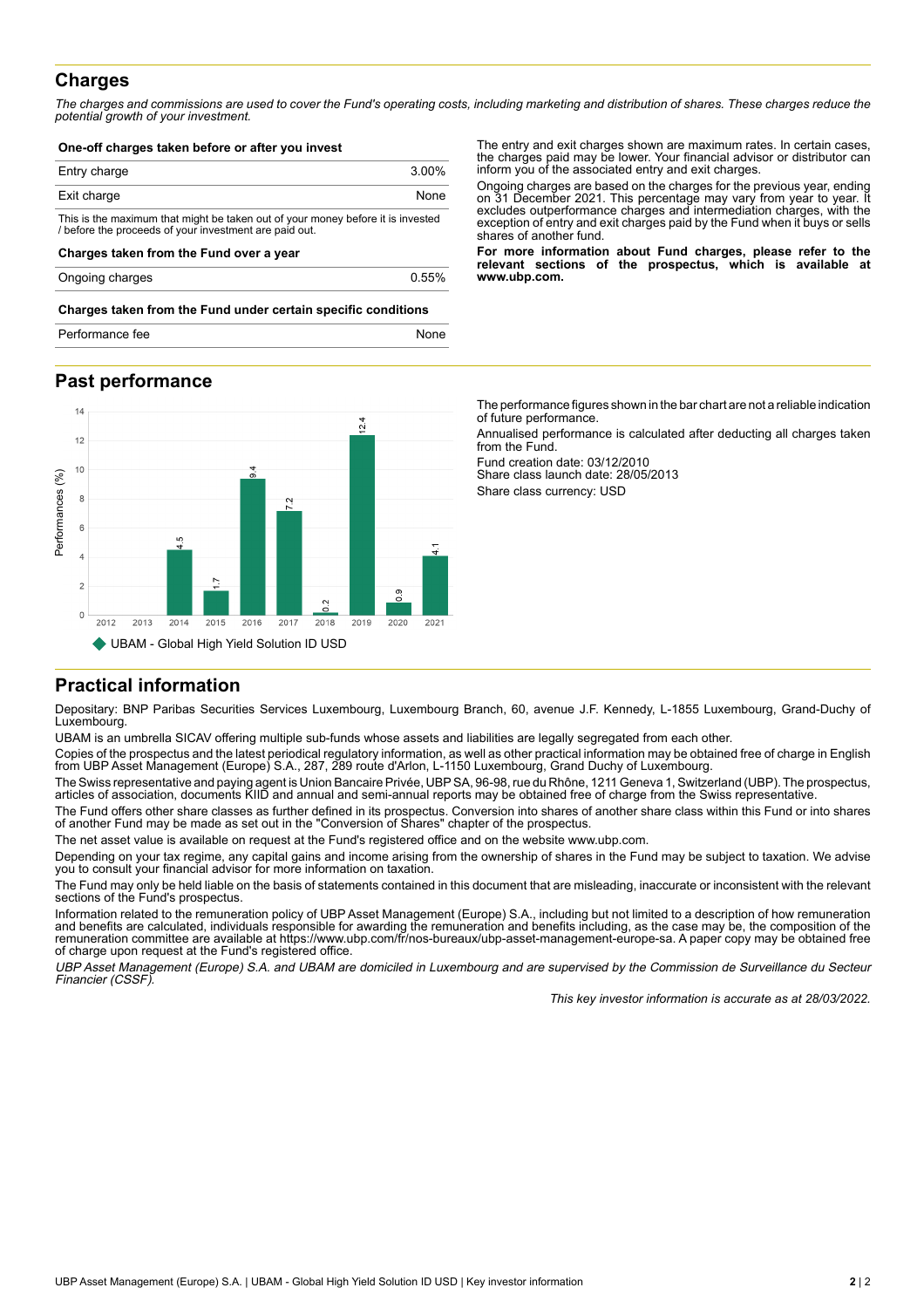## Charges

*The charges and commissions are used to cover the Fund's operating costs, including marketing and distribution of shares. These charges reduce the potential growth of your investment.*

| One-off charges taken before or after you invest | |
|---|---|
| Entry charge | 3.00% |
| Exit charge | None |

This is the maximum that might be taken out of your money before it is invested / before the proceeds of your investment are paid out.

| Charges taken from the Fund over a year | |
|---|---|
| Ongoing charges | 0.55% |

| Charges taken from the Fund under certain specific conditions | |
|---|---|
| Performance fee | None |

The entry and exit charges shown are maximum rates. In certain cases, the charges paid may be lower. Your financial advisor or distributor can inform you of the associated entry and exit charges.

Ongoing charges are based on the charges for the previous year, ending on 31 December 2021. This percentage may vary from year to year. It excludes outperformance charges and intermediation charges, with the exception of entry and exit charges paid by the Fund when it buys or sells shares of another fund.

**For more information about Fund charges, please refer to the relevant sections of the prospectus, which is available at www.ubp.com.**

## Past performance

Performances (%)

14
12
10
8
6
4
2
0

2012 2013 2014 2015 2016 2017 2018 2019 2020 2021

4.5 1.7 9.4 7.2 0.2 12.4 0.9 4.1

UBAM - Global High Yield Solution ID USD

The performance figures shown in the bar chart are not a reliable indication of future performance.

Annualised performance is calculated after deducting all charges taken from the Fund.

Fund creation date: 03/12/2010
Share class launch date: 28/05/2013
Share class currency: USD

## Practical information

Depositary: BNP Paribas Securities Services Luxembourg, Luxembourg Branch, 60, avenue J.F. Kennedy, L-1855 Luxembourg, Grand-Duchy of Luxembourg.

UBAM is an umbrella SICAV offering multiple sub-funds whose assets and liabilities are legally segregated from each other.

Copies of the prospectus and the latest periodical regulatory information, as well as other practical information may be obtained free of charge in English from UBP Asset Management (Europe) S.A., 287, 289 route d'Arlon, L-1150 Luxembourg, Grand Duchy of Luxembourg.

The Swiss representative and paying agent is Union Bancaire Privée, UBP SA, 96-98, rue du Rhône, 1211 Geneva 1, Switzerland (UBP). The prospectus, articles of association, documents KIID and annual and semi-annual reports may be obtained free of charge from the Swiss representative.

The Fund offers other share classes as further defined in its prospectus. Conversion into shares of another share class within this Fund or into shares of another Fund may be made as set out in the "Conversion of Shares" chapter of the prospectus.

The net asset value is available on request at the Fund's registered office and on the website www.ubp.com.

Depending on your tax regime, any capital gains and income arising from the ownership of shares in the Fund may be subject to taxation. We advise you to consult your financial advisor for more information on taxation.

The Fund may only be held liable on the basis of statements contained in this document that are misleading, inaccurate or inconsistent with the relevant sections of the Fund's prospectus.

Information related to the remuneration policy of UBP Asset Management (Europe) S.A., including but not limited to a description of how remuneration and benefits are calculated, individuals responsible for awarding the remuneration and benefits including, as the case may be, the composition of the remuneration committee are available at https://www.ubp.com/fr/nos-bureaux/ubp-asset-management-europe-sa. A paper copy may be obtained free of charge upon request at the Fund's registered office.

*UBP Asset Management (Europe) S.A. and UBAM are domiciled in Luxembourg and are supervised by the Commission de Surveillance du Secteur Financier (CSSF).*

*This key investor information is accurate as at 28/03/2022.*